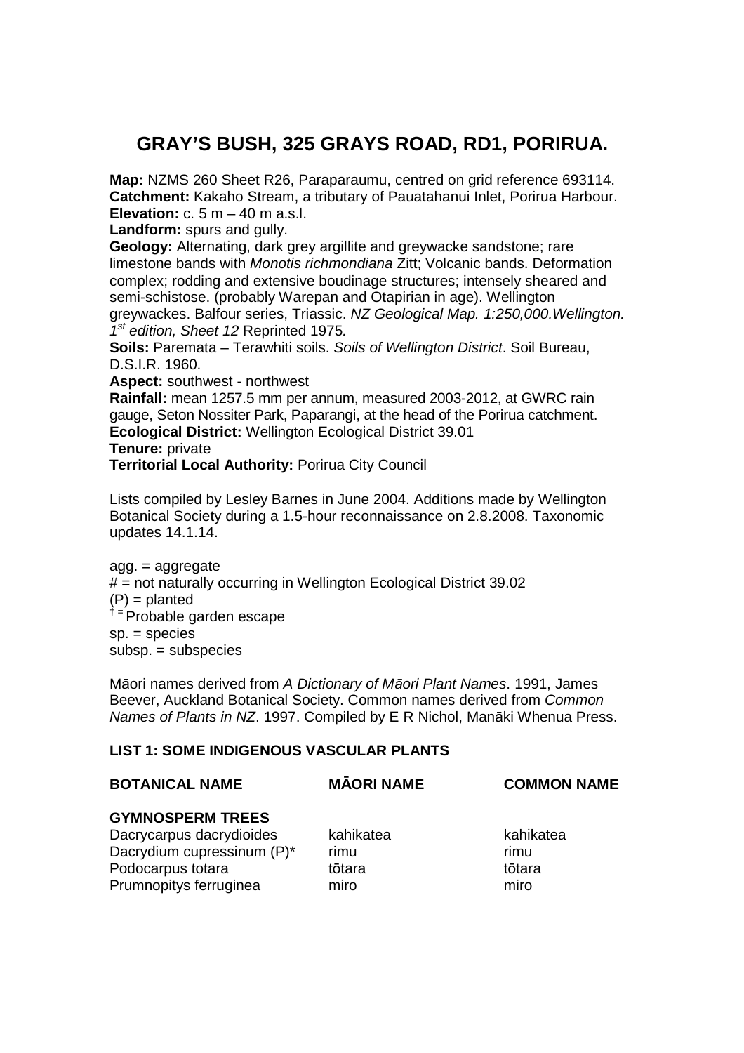# GRAY'S BUSH, 325 GRAYS ROAD, RD1, PORIRUA.

**Map:** NZMS 260 Sheet R26, Paraparaumu, centred on grid reference 693114.
**Catchment:** Kakaho Stream, a tributary of Pauatahanui Inlet, Porirua Harbour.
**Elevation:** c. 5 m – 40 m a.s.l.
**Landform:** spurs and gully.
**Geology:** Alternating, dark grey argillite and greywacke sandstone; rare limestone bands with *Monotis richmondiana* Zitt; Volcanic bands. Deformation complex; rodding and extensive boudinage structures; intensely sheared and semi-schistose. (probably Warepan and Otapirian in age). Wellington greywackes. Balfour series, Triassic. *NZ Geological Map. 1:250,000.Wellington. 1st edition, Sheet 12* Reprinted 1975.
**Soils:** Paremata – Terawhiti soils. *Soils of Wellington District*. Soil Bureau, D.S.I.R. 1960.
**Aspect:** southwest - northwest
**Rainfall:** mean 1257.5 mm per annum, measured 2003-2012, at GWRC rain gauge, Seton Nossiter Park, Paparangi, at the head of the Porirua catchment.
**Ecological District:** Wellington Ecological District 39.01
**Tenure:** private
**Territorial Local Authority:** Porirua City Council

Lists compiled by Lesley Barnes in June 2004. Additions made by Wellington Botanical Society during a 1.5-hour reconnaissance on 2.8.2008. Taxonomic updates 14.1.14.

agg. = aggregate
# = not naturally occurring in Wellington Ecological District 39.02
(P) = planted
† = Probable garden escape
sp. = species
subsp. = subspecies

Māori names derived from *A Dictionary of Māori Plant Names*. 1991, James Beever, Auckland Botanical Society. Common names derived from *Common Names of Plants in NZ*. 1997. Compiled by E R Nichol, Manāki Whenua Press.

## LIST 1: SOME INDIGENOUS VASCULAR PLANTS

| BOTANICAL NAME | MĀORI NAME | COMMON NAME |
|---|---|---|
| **GYMNOSPERM TREES** | | |
| Dacrycarpus dacrydioides | kahikatea | kahikatea |
| Dacrydium cupressinum (P)* | rimu | rimu |
| Podocarpus totara | tōtara | tōtara |
| Prumnopitys ferruginea | miro | miro |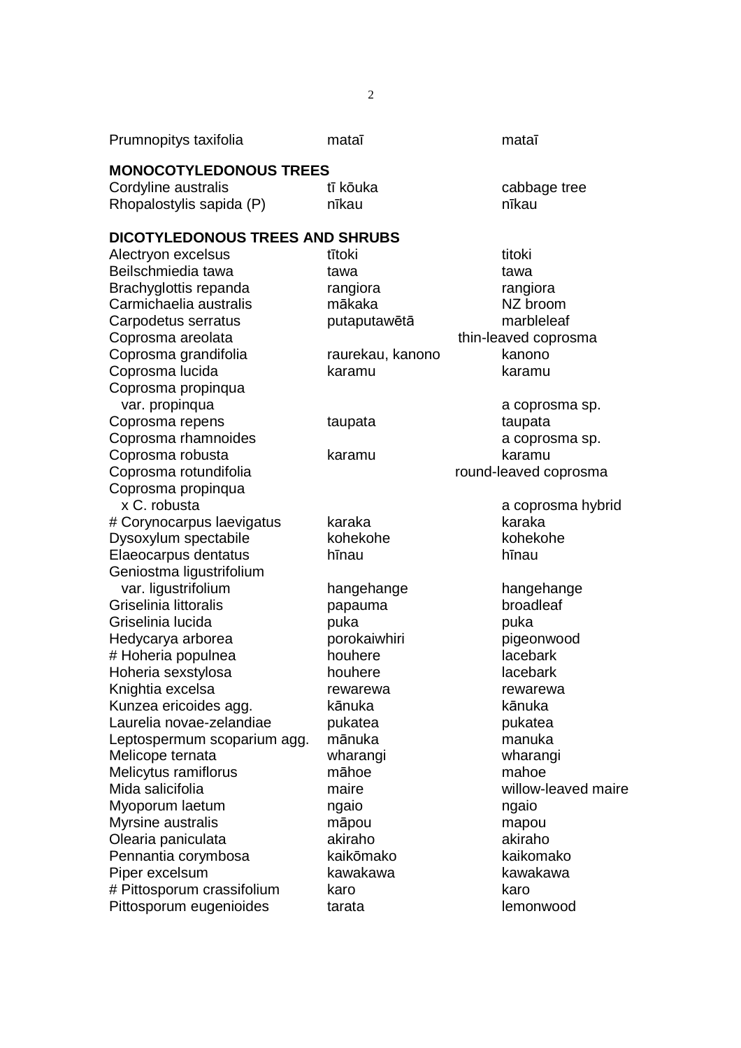| | | |
|---|---|---|
| Prumnopitys taxifolia | mataī | mataī |

**MONOCOTYLEDONOUS TREES**

| | | |
|---|---|---|
| Cordyline australis | tī kōuka | cabbage tree |
| Rhopalostylis sapida (P) | nīkau | nīkau |

**DICOTYLEDONOUS TREES AND SHRUBS**

| | | |
|---|---|---|
| Alectryon excelsus | tītoki | titoki |
| Beilschmiedia tawa | tawa | tawa |
| Brachyglottis repanda | rangiora | rangiora |
| Carmichaelia australis | mākaka | NZ broom |
| Carpodetus serratus | putaputawētā | marbleleaf |
| Coprosma areolata | | thin-leaved coprosma |
| Coprosma grandifolia | raurekau, kanono | kanono |
| Coprosma lucida | karamu | karamu |
| Coprosma propinqua var. propinqua | | a coprosma sp. |
| Coprosma repens | taupata | taupata |
| Coprosma rhamnoides | | a coprosma sp. |
| Coprosma robusta | karamu | karamu |
| Coprosma rotundifolia | | round-leaved coprosma |
| Coprosma propinqua x C. robusta | | a coprosma hybrid |
| # Corynocarpus laevigatus | karaka | karaka |
| Dysoxylum spectabile | kohekohe | kohekohe |
| Elaeocarpus dentatus | hīnau | hīnau |
| Geniostma ligustrifolium var. ligustrifolium | hangehange | hangehange |
| Griselinia littoralis | papauma | broadleaf |
| Griselinia lucida | puka | puka |
| Hedycarya arborea | porokaiwhiri | pigeonwood |
| # Hoheria populnea | houhere | lacebark |
| Hoheria sexstylosa | houhere | lacebark |
| Knightia excelsa | rewarewa | rewarewa |
| Kunzea ericoides agg. | kānuka | kānuka |
| Laurelia novae-zelandiae | pukatea | pukatea |
| Leptospermum scoparium agg. | mānuka | manuka |
| Melicope ternata | wharangi | wharangi |
| Melicytus ramiflorus | māhoe | mahoe |
| Mida salicifolia | maire | willow-leaved maire |
| Myoporum laetum | ngaio | ngaio |
| Myrsine australis | māpou | mapou |
| Olearia paniculata | akiraho | akiraho |
| Pennantia corymbosa | kaikōmako | kaikomako |
| Piper excelsum | kawakawa | kawakawa |
| # Pittosporum crassifolium | karo | karo |
| Pittosporum eugenioides | tarata | lemonwood |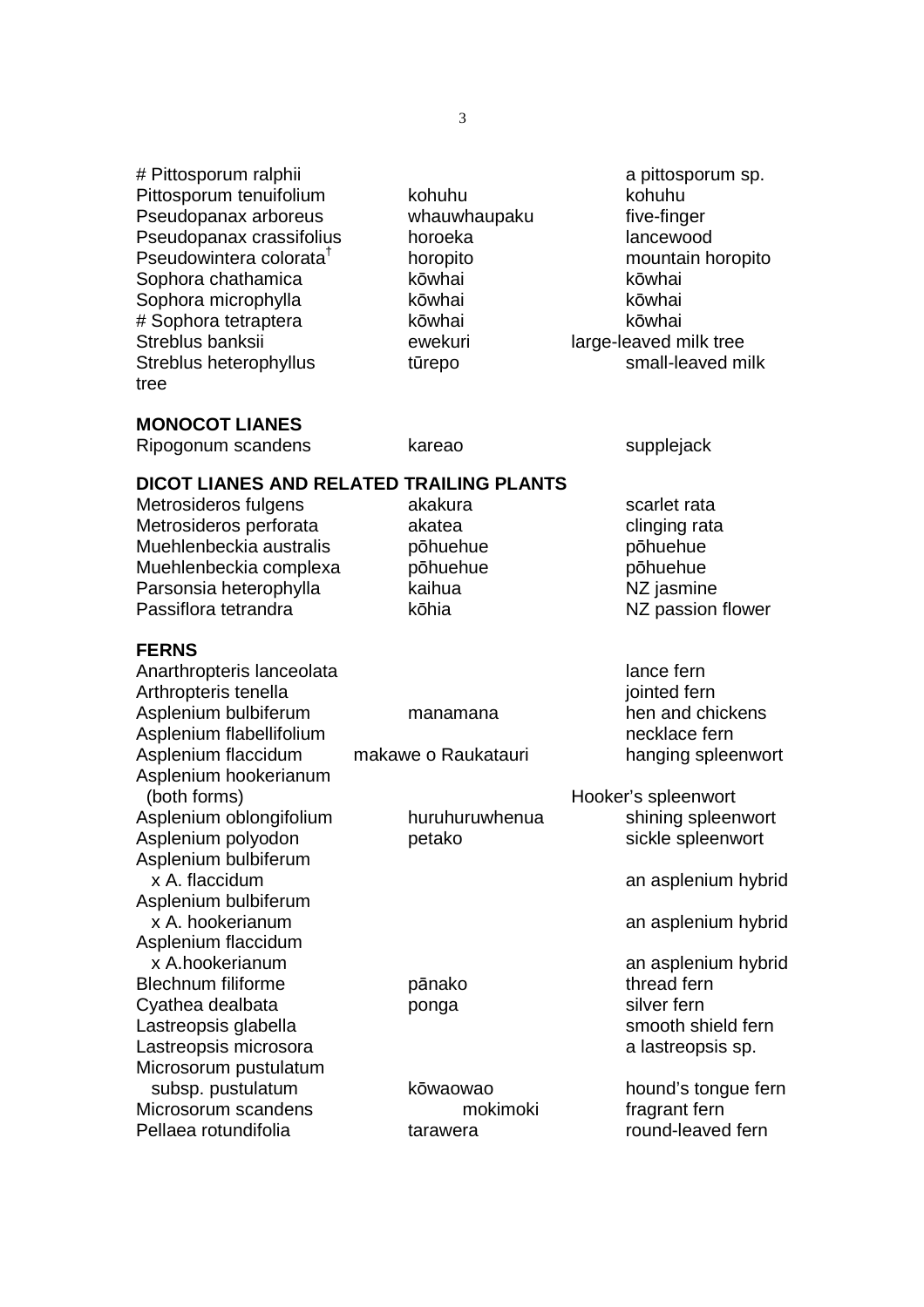| | | |
|---|---|---|
| # Pittosporum ralphii | | a pittosporum sp. |
| Pittosporum tenuifolium | kohuhu | kohuhu |
| Pseudopanax arboreus | whauwhaupaku | five-finger |
| Pseudopanax crassifolius | horoeka | lancewood |
| Pseudowintera colorata[†] | horopito | mountain horopito |
| Sophora chathamica | kōwhai | kōwhai |
| Sophora microphylla | kōwhai | kōwhai |
| # Sophora tetraptera | kōwhai | kōwhai |
| Streblus banksii | ewekuri | large-leaved milk tree |
| Streblus heterophyllus | tūrepo | small-leaved milk tree |

**MONOCOT LIANES**

| | | |
|---|---|---|
| Ripogonum scandens | kareao | supplejack |

**DICOT LIANES AND RELATED TRAILING PLANTS**

| | | |
|---|---|---|
| Metrosideros fulgens | akakura | scarlet rata |
| Metrosideros perforata | akatea | clinging rata |
| Muehlenbeckia australis | pōhuehue | pōhuehue |
| Muehlenbeckia complexa | pōhuehue | pōhuehue |
| Parsonsia heterophylla | kaihua | NZ jasmine |
| Passiflora tetrandra | kōhia | NZ passion flower |

**FERNS**

| | | |
|---|---|---|
| Anarthropteris lanceolata | | lance fern |
| Arthropteris tenella | | jointed fern |
| Asplenium bulbiferum | manamana | hen and chickens |
| Asplenium flabellifolium | | necklace fern |
| Asplenium flaccidum | makawe o Raukatauri | hanging spleenwort |
| Asplenium hookerianum (both forms) | | Hooker's spleenwort |
| Asplenium oblongifolium | huruhuruwhenua | shining spleenwort |
| Asplenium polyodon | petako | sickle spleenwort |
| Asplenium bulbiferum x A. flaccidum | | an asplenium hybrid |
| Asplenium bulbiferum x A. hookerianum | | an asplenium hybrid |
| Asplenium flaccidum x A.hookerianum | | an asplenium hybrid |
| Blechnum filiforme | pānako | thread fern |
| Cyathea dealbata | ponga | silver fern |
| Lastreopsis glabella | | smooth shield fern |
| Lastreopsis microsora | | a lastreopsis sp. |
| Microsorum pustulatum subsp. pustulatum | kōwaowao | hound's tongue fern |
| Microsorum scandens | mokimoki | fragrant fern |
| Pellaea rotundifolia | tarawera | round-leaved fern |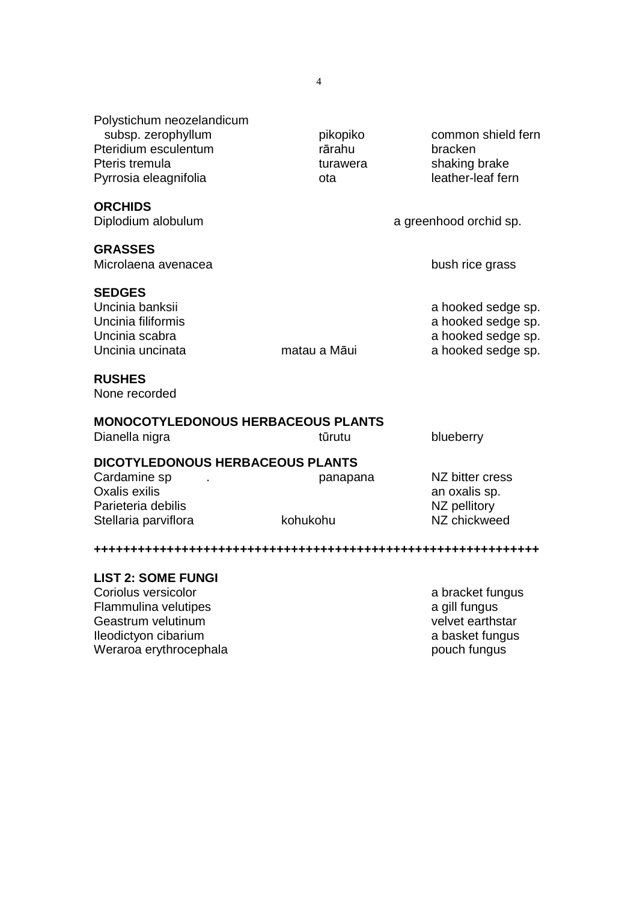| | | |
|---|---|---|
| Polystichum neozelandicum subsp. zerophyllum | pikopiko | common shield fern |
| Pteridium esculentum | rārahu | bracken |
| Pteris tremula | turawera | shaking brake |
| Pyrrosia eleagnifolia | ota | leather-leaf fern |

**ORCHIDS**

| | | |
|---|---|---|
| Diplodium alobulum | | a greenhood orchid sp. |

**GRASSES**

| | | |
|---|---|---|
| Microlaena avenacea | | bush rice grass |

**SEDGES**

| | | |
|---|---|---|
| Uncinia banksii | | a hooked sedge sp. |
| Uncinia filiformis | | a hooked sedge sp. |
| Uncinia scabra | | a hooked sedge sp. |
| Uncinia uncinata | matau a Māui | a hooked sedge sp. |

**RUSHES**

None recorded

**MONOCOTYLEDONOUS HERBACEOUS PLANTS**

| | | |
|---|---|---|
| Dianella nigra | tūrutu | blueberry |

**DICOTYLEDONOUS HERBACEOUS PLANTS**

| | | |
|---|---|---|
| Cardamine sp . | panapana | NZ bitter cress |
| Oxalis exilis | | an oxalis sp. |
| Parieteria debilis | | NZ pellitory |
| Stellaria parviflora | kohukohu | NZ chickweed |

++++++++++++++++++++++++++++++++++++++++++++++++++++++++++++++++

**LIST 2: SOME FUNGI**

| | |
|---|---|
| Coriolus versicolor | a bracket fungus |
| Flammulina velutipes | a gill fungus |
| Geastrum velutinum | velvet earthstar |
| Ileodictyon cibarium | a basket fungus |
| Weraroa erythrocephala | pouch fungus |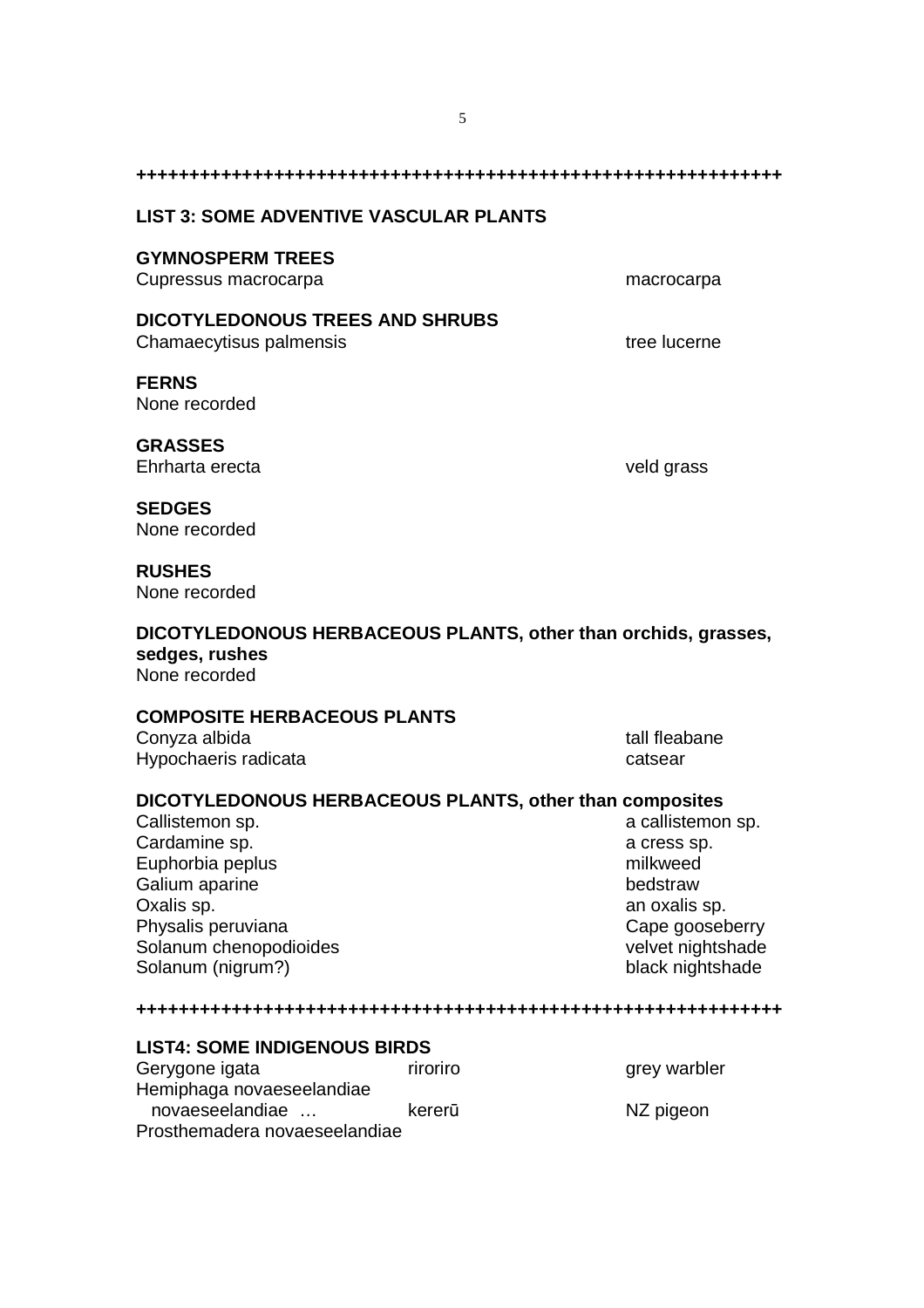++++++++++++++++++++++++++++++++++++++++++++++++++++++++++++++

## LIST 3: SOME ADVENTIVE VASCULAR PLANTS

**GYMNOSPERM TREES**

| | |
|---|---|
| Cupressus macrocarpa | macrocarpa |

**DICOTYLEDONOUS TREES AND SHRUBS**

| | |
|---|---|
| Chamaecytisus palmensis | tree lucerne |

**FERNS**

None recorded

**GRASSES**

| | |
|---|---|
| Ehrharta erecta | veld grass |

**SEDGES**

None recorded

**RUSHES**

None recorded

**DICOTYLEDONOUS HERBACEOUS PLANTS, other than orchids, grasses, sedges, rushes**

None recorded

**COMPOSITE HERBACEOUS PLANTS**

| | |
|---|---|
| Conyza albida | tall fleabane |
| Hypochaeris radicata | catsear |

**DICOTYLEDONOUS HERBACEOUS PLANTS, other than composites**

| | |
|---|---|
| Callistemon sp. | a callistemon sp. |
| Cardamine sp. | a cress sp. |
| Euphorbia peplus | milkweed |
| Galium aparine | bedstraw |
| Oxalis sp. | an oxalis sp. |
| Physalis peruviana | Cape gooseberry |
| Solanum chenopodioides | velvet nightshade |
| Solanum (nigrum?) | black nightshade |

++++++++++++++++++++++++++++++++++++++++++++++++++++++++++++++

## LIST4: SOME INDIGENOUS BIRDS

| | | |
|---|---|---|
| Gerygone igata | riroriro | grey warbler |
| Hemiphaga novaeseelandiae novaeseelandiae … | kererū | NZ pigeon |
| Prosthemadera novaeseelandiae | | |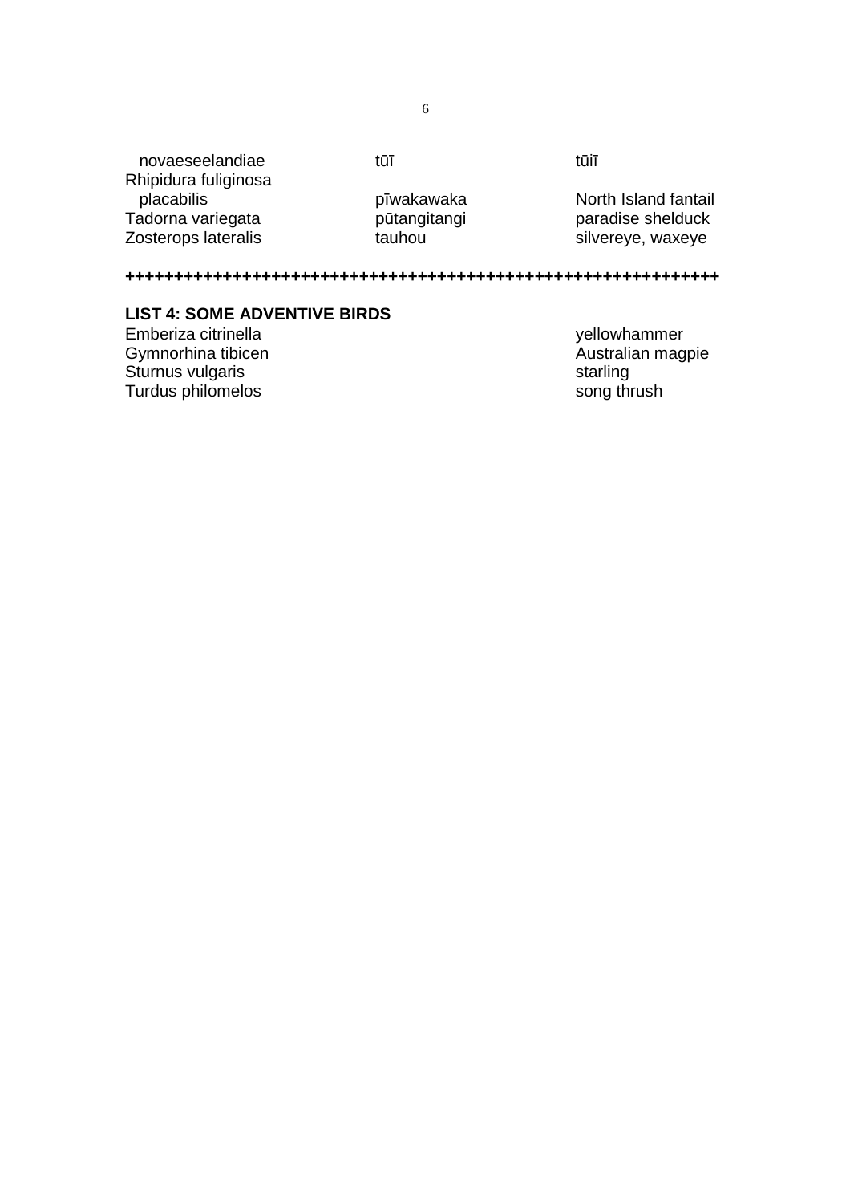| | | |
|---|---|---|
| novaeseelandiae | tūī | tūiī |
| Rhipidura fuliginosa placabilis | pīwakawaka | North Island fantail |
| Tadorna variegata | pūtangitangi | paradise shelduck |
| Zosterops lateralis | tauhou | silvereye, waxeye |

+++++++++++++++++++++++++++++++++++++++++++++++++++++++++++++++

**LIST 4: SOME ADVENTIVE BIRDS**

| | |
|---|---|
| Emberiza citrinella | yellowhammer |
| Gymnorhina tibicen | Australian magpie |
| Sturnus vulgaris | starling |
| Turdus philomelos | song thrush |